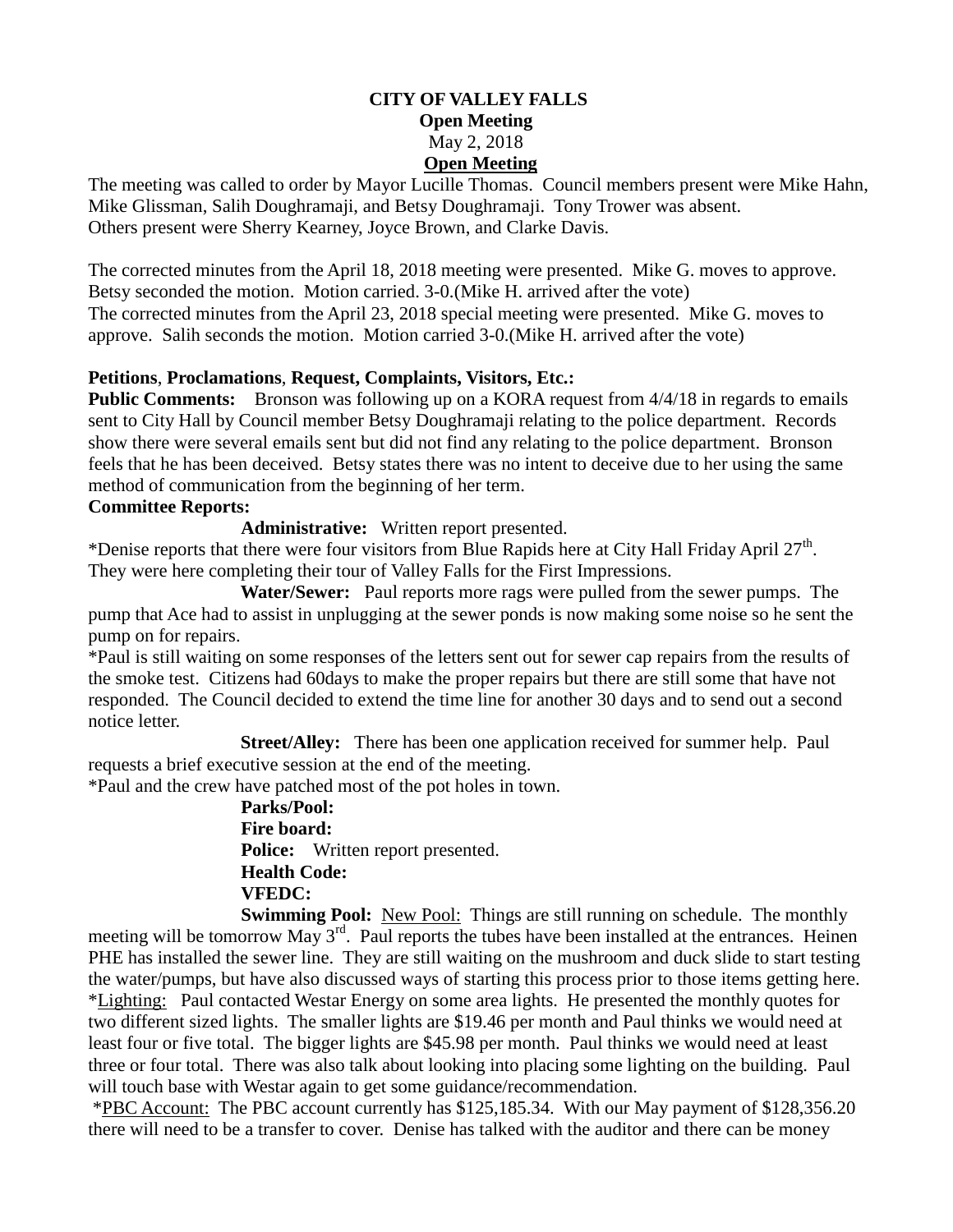# CITY OF VALLEY FALLS

**Open Meeting**

May 2, 2018

**<u>Open Meeting</u>**

The meeting was called to order by Mayor Lucille Thomas. Council members present were Mike Hahn, Mike Glissman, Salih Doughramaji, and Betsy Doughramaji. Tony Trower was absent.
Others present were Sherry Kearney, Joyce Brown, and Clarke Davis.

The corrected minutes from the April 18, 2018 meeting were presented. Mike G. moves to approve. Betsy seconded the motion. Motion carried. 3-0.(Mike H. arrived after the vote)
The corrected minutes from the April 23, 2018 special meeting were presented. Mike G. moves to approve. Salih seconds the motion. Motion carried 3-0.(Mike H. arrived after the vote)

**Petitions**, **Proclamations**, **Request, Complaints, Visitors, Etc.:**

**Public Comments:** Bronson was following up on a KORA request from 4/4/18 in regards to emails sent to City Hall by Council member Betsy Doughramaji relating to the police department. Records show there were several emails sent but did not find any relating to the police department. Bronson feels that he has been deceived. Betsy states there was no intent to deceive due to her using the same method of communication from the beginning of her term.

**Committee Reports:**

**Administrative:** Written report presented.

*Denise reports that there were four visitors from Blue Rapids here at City Hall Friday April 27th. They were here completing their tour of Valley Falls for the First Impressions.

**Water/Sewer:** Paul reports more rags were pulled from the sewer pumps. The pump that Ace had to assist in unplugging at the sewer ponds is now making some noise so he sent the pump on for repairs.

*Paul is still waiting on some responses of the letters sent out for sewer cap repairs from the results of the smoke test. Citizens had 60days to make the proper repairs but there are still some that have not responded. The Council decided to extend the time line for another 30 days and to send out a second notice letter.

**Street/Alley:** There has been one application received for summer help. Paul requests a brief executive session at the end of the meeting.

*Paul and the crew have patched most of the pot holes in town.

**Parks/Pool:**

**Fire board:**

**Police:** Written report presented.

**Health Code:**

**VFEDC:**

**Swimming Pool:** <u>New Pool:</u> Things are still running on schedule. The monthly meeting will be tomorrow May 3rd. Paul reports the tubes have been installed at the entrances. Heinen PHE has installed the sewer line. They are still waiting on the mushroom and duck slide to start testing the water/pumps, but have also discussed ways of starting this process prior to those items getting here.

*<u>Lighting:</u> Paul contacted Westar Energy on some area lights. He presented the monthly quotes for two different sized lights. The smaller lights are $19.46 per month and Paul thinks we would need at least four or five total. The bigger lights are $45.98 per month. Paul thinks we would need at least three or four total. There was also talk about looking into placing some lighting on the building. Paul will touch base with Westar again to get some guidance/recommendation.

*<u>PBC Account:</u> The PBC account currently has $125,185.34. With our May payment of $128,356.20 there will need to be a transfer to cover. Denise has talked with the auditor and there can be money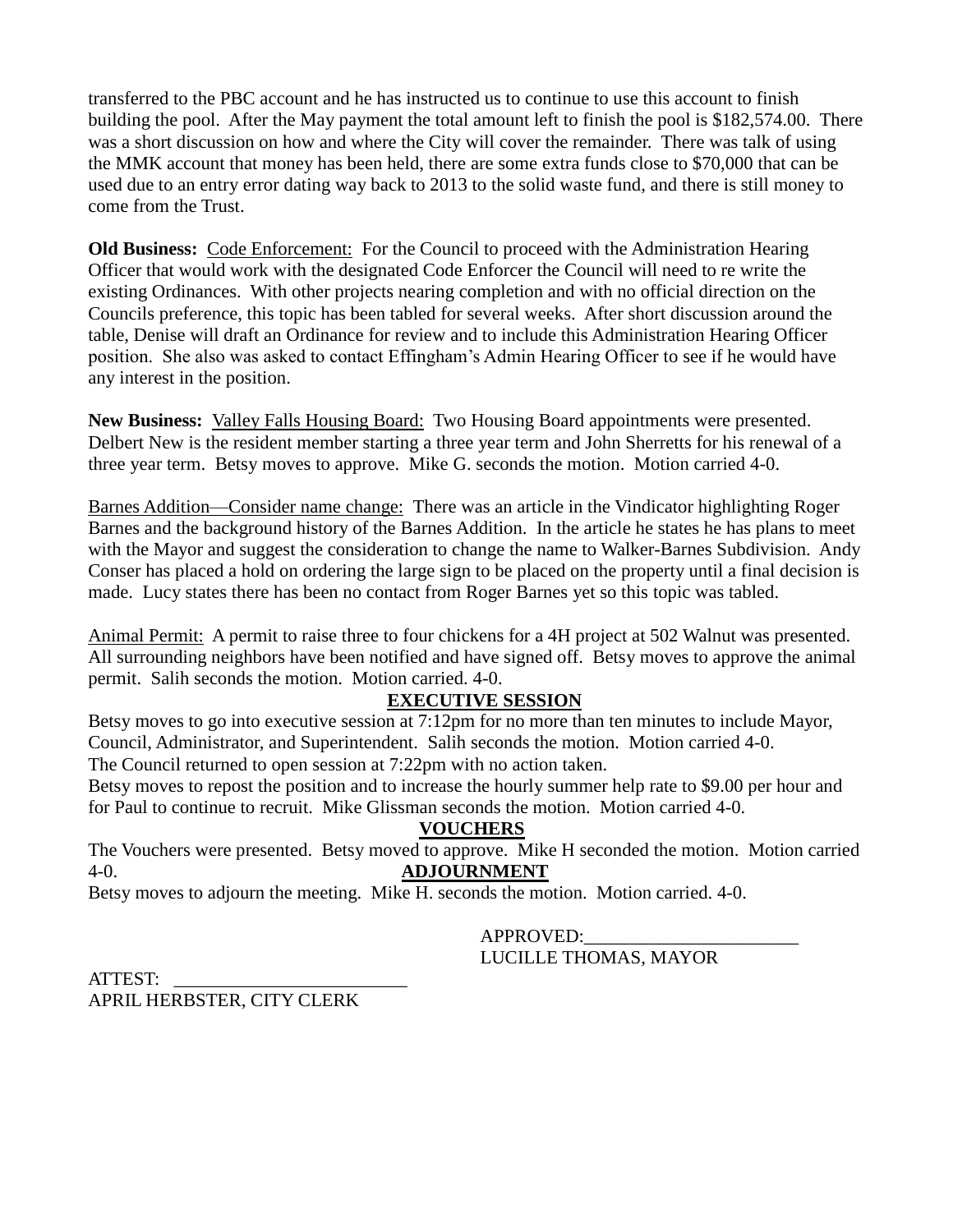transferred to the PBC account and he has instructed us to continue to use this account to finish building the pool. After the May payment the total amount left to finish the pool is $182,574.00. There was a short discussion on how and where the City will cover the remainder. There was talk of using the MMK account that money has been held, there are some extra funds close to $70,000 that can be used due to an entry error dating way back to 2013 to the solid waste fund, and there is still money to come from the Trust.

**Old Business:** Code Enforcement: For the Council to proceed with the Administration Hearing Officer that would work with the designated Code Enforcer the Council will need to re write the existing Ordinances. With other projects nearing completion and with no official direction on the Councils preference, this topic has been tabled for several weeks. After short discussion around the table, Denise will draft an Ordinance for review and to include this Administration Hearing Officer position. She also was asked to contact Effingham's Admin Hearing Officer to see if he would have any interest in the position.

**New Business:** Valley Falls Housing Board: Two Housing Board appointments were presented. Delbert New is the resident member starting a three year term and John Sherretts for his renewal of a three year term. Betsy moves to approve. Mike G. seconds the motion. Motion carried 4-0.

Barnes Addition—Consider name change: There was an article in the Vindicator highlighting Roger Barnes and the background history of the Barnes Addition. In the article he states he has plans to meet with the Mayor and suggest the consideration to change the name to Walker-Barnes Subdivision. Andy Conser has placed a hold on ordering the large sign to be placed on the property until a final decision is made. Lucy states there has been no contact from Roger Barnes yet so this topic was tabled.

Animal Permit: A permit to raise three to four chickens for a 4H project at 502 Walnut was presented. All surrounding neighbors have been notified and have signed off. Betsy moves to approve the animal permit. Salih seconds the motion. Motion carried. 4-0.

**EXECUTIVE SESSION**

Betsy moves to go into executive session at 7:12pm for no more than ten minutes to include Mayor, Council, Administrator, and Superintendent. Salih seconds the motion. Motion carried 4-0.
The Council returned to open session at 7:22pm with no action taken.
Betsy moves to repost the position and to increase the hourly summer help rate to $9.00 per hour and for Paul to continue to recruit. Mike Glissman seconds the motion. Motion carried 4-0.

**VOUCHERS**

The Vouchers were presented. Betsy moved to approve. Mike H seconded the motion. Motion carried 4-0.

**ADJOURNMENT**

Betsy moves to adjourn the meeting. Mike H. seconds the motion. Motion carried. 4-0.

APPROVED:_______________________
LUCILLE THOMAS, MAYOR

ATTEST: _________________________
APRIL HERBSTER, CITY CLERK